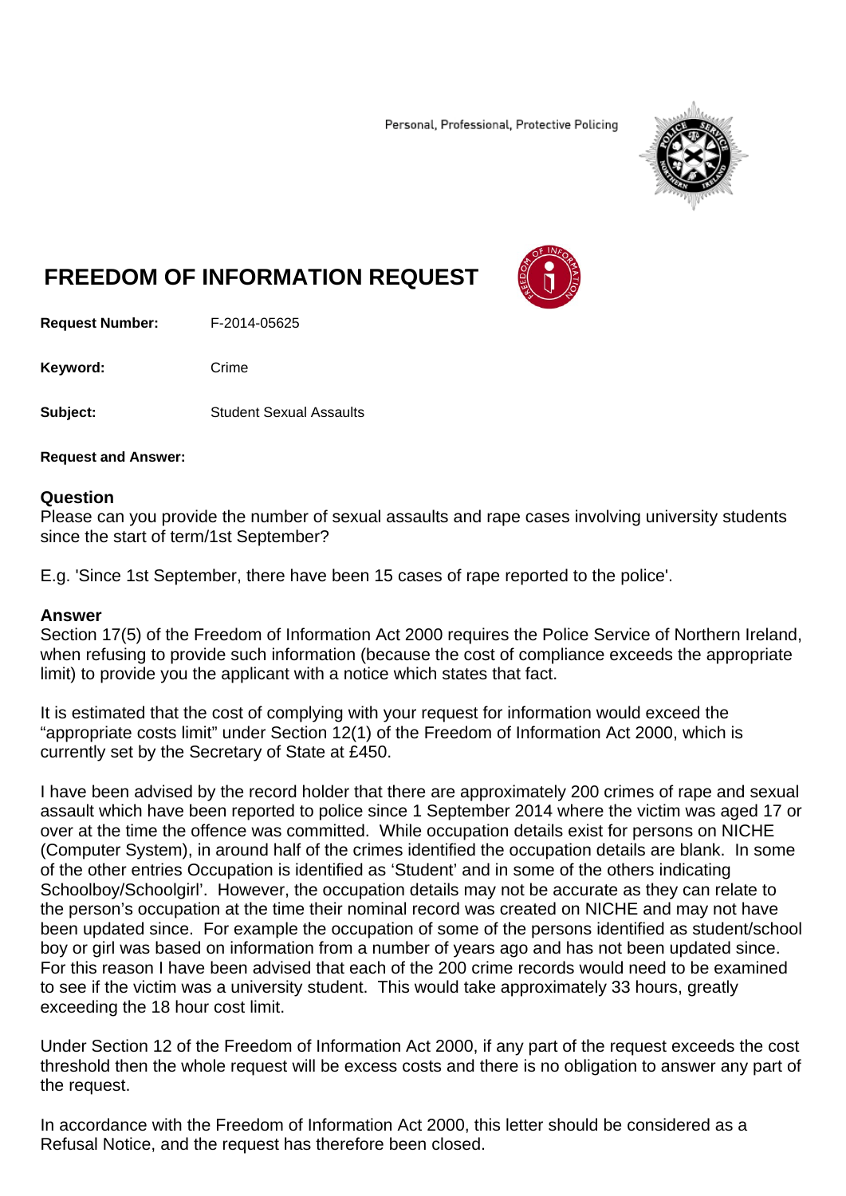Personal, Professional, Protective Policing

# FREEDOM OF INFORMATION REQUEST

**Request Number:** F-2014-05625

**Keyword:** Crime

**Subject:** Student Sexual Assaults

**Request and Answer:**

## Question

Please can you provide the number of sexual assaults and rape cases involving university students since the start of term/1st September?

E.g. 'Since 1st September, there have been 15 cases of rape reported to the police'.

## Answer

Section 17(5) of the Freedom of Information Act 2000 requires the Police Service of Northern Ireland, when refusing to provide such information (because the cost of compliance exceeds the appropriate limit) to provide you the applicant with a notice which states that fact.

It is estimated that the cost of complying with your request for information would exceed the "appropriate costs limit" under Section 12(1) of the Freedom of Information Act 2000, which is currently set by the Secretary of State at £450.

I have been advised by the record holder that there are approximately 200 crimes of rape and sexual assault which have been reported to police since 1 September 2014 where the victim was aged 17 or over at the time the offence was committed. While occupation details exist for persons on NICHE (Computer System), in around half of the crimes identified the occupation details are blank. In some of the other entries Occupation is identified as 'Student' and in some of the others indicating Schoolboy/Schoolgirl'. However, the occupation details may not be accurate as they can relate to the person's occupation at the time their nominal record was created on NICHE and may not have been updated since. For example the occupation of some of the persons identified as student/school boy or girl was based on information from a number of years ago and has not been updated since. For this reason I have been advised that each of the 200 crime records would need to be examined to see if the victim was a university student. This would take approximately 33 hours, greatly exceeding the 18 hour cost limit.

Under Section 12 of the Freedom of Information Act 2000, if any part of the request exceeds the cost threshold then the whole request will be excess costs and there is no obligation to answer any part of the request.

In accordance with the Freedom of Information Act 2000, this letter should be considered as a Refusal Notice, and the request has therefore been closed.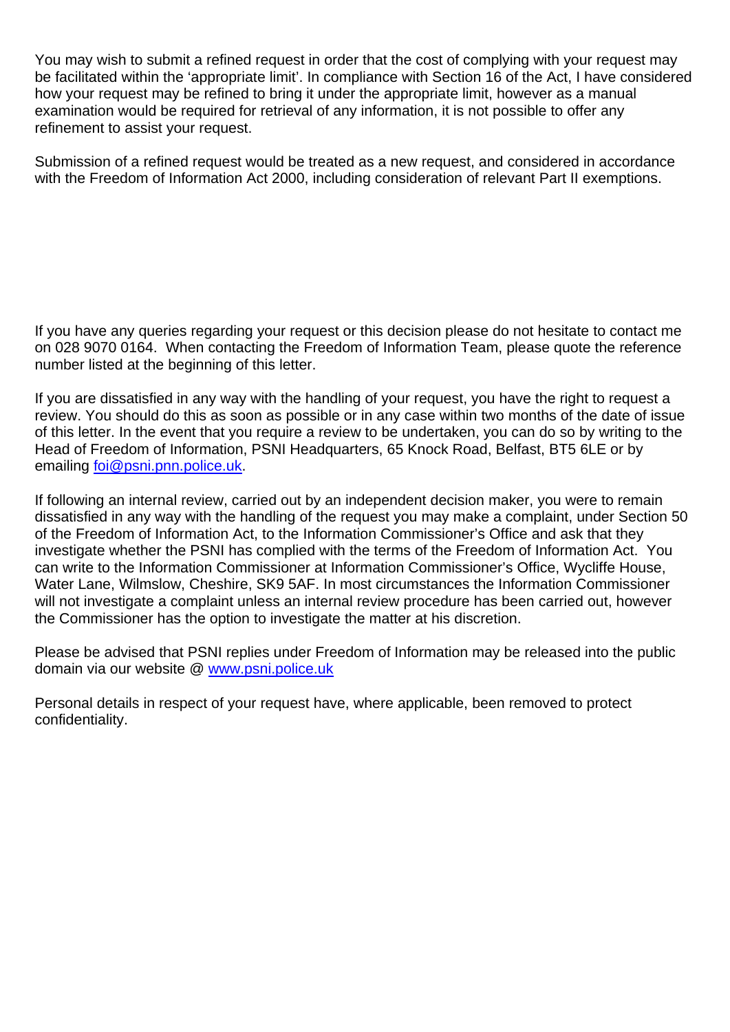You may wish to submit a refined request in order that the cost of complying with your request may be facilitated within the 'appropriate limit'. In compliance with Section 16 of the Act, I have considered how your request may be refined to bring it under the appropriate limit, however as a manual examination would be required for retrieval of any information, it is not possible to offer any refinement to assist your request.

Submission of a refined request would be treated as a new request, and considered in accordance with the Freedom of Information Act 2000, including consideration of relevant Part II exemptions.

If you have any queries regarding your request or this decision please do not hesitate to contact me on 028 9070 0164. When contacting the Freedom of Information Team, please quote the reference number listed at the beginning of this letter.

If you are dissatisfied in any way with the handling of your request, you have the right to request a review. You should do this as soon as possible or in any case within two months of the date of issue of this letter. In the event that you require a review to be undertaken, you can do so by writing to the Head of Freedom of Information, PSNI Headquarters, 65 Knock Road, Belfast, BT5 6LE or by emailing foi@psni.pnn.police.uk.

If following an internal review, carried out by an independent decision maker, you were to remain dissatisfied in any way with the handling of the request you may make a complaint, under Section 50 of the Freedom of Information Act, to the Information Commissioner's Office and ask that they investigate whether the PSNI has complied with the terms of the Freedom of Information Act. You can write to the Information Commissioner at Information Commissioner's Office, Wycliffe House, Water Lane, Wilmslow, Cheshire, SK9 5AF. In most circumstances the Information Commissioner will not investigate a complaint unless an internal review procedure has been carried out, however the Commissioner has the option to investigate the matter at his discretion.

Please be advised that PSNI replies under Freedom of Information may be released into the public domain via our website @ www.psni.police.uk

Personal details in respect of your request have, where applicable, been removed to protect confidentiality.